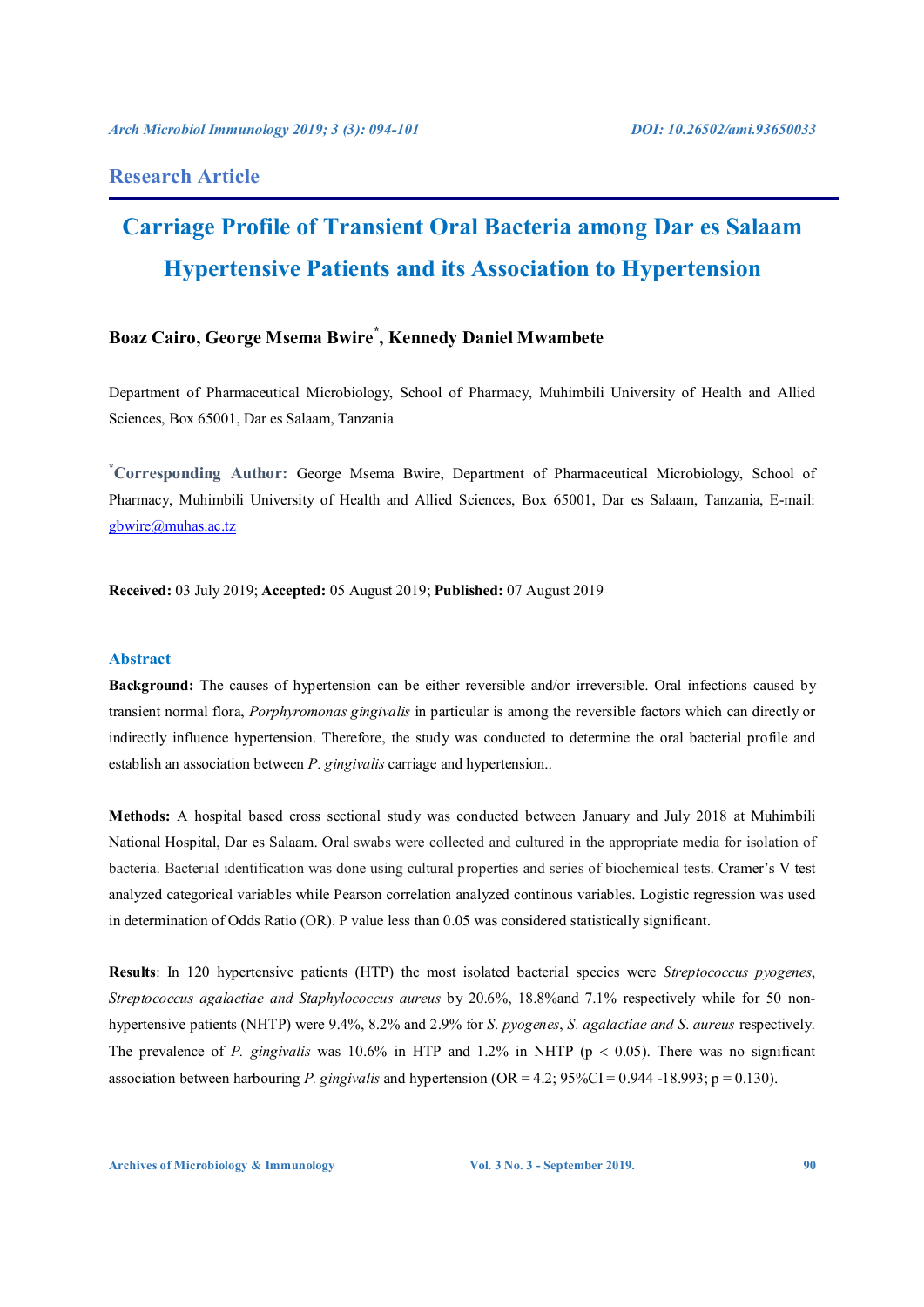Research Article

# Carriage Profile of Transient Oral Bacteria among Dar es Salaam Hypertensive Patients and its Association to Hypertension

**Boaz Cairo, George Msema Bwire*, Kennedy Daniel Mwambete**

Department of Pharmaceutical Microbiology, School of Pharmacy, Muhimbili University of Health and Allied Sciences, Box 65001, Dar es Salaam, Tanzania

***Corresponding Author:** George Msema Bwire, Department of Pharmaceutical Microbiology, School of Pharmacy, Muhimbili University of Health and Allied Sciences, Box 65001, Dar es Salaam, Tanzania, E-mail: gbwire@muhas.ac.tz

**Received:** 03 July 2019; **Accepted:** 05 August 2019; **Published:** 07 August 2019

## Abstract

**Background:** The causes of hypertension can be either reversible and/or irreversible. Oral infections caused by transient normal flora, *Porphyromonas gingivalis* in particular is among the reversible factors which can directly or indirectly influence hypertension. Therefore, the study was conducted to determine the oral bacterial profile and establish an association between *P. gingivalis* carriage and hypertension..

**Methods:** A hospital based cross sectional study was conducted between January and July 2018 at Muhimbili National Hospital, Dar es Salaam. Oral swabs were collected and cultured in the appropriate media for isolation of bacteria. Bacterial identification was done using cultural properties and series of biochemical tests. Cramer's V test analyzed categorical variables while Pearson correlation analyzed continous variables. Logistic regression was used in determination of Odds Ratio (OR). P value less than 0.05 was considered statistically significant.

**Results**: In 120 hypertensive patients (HTP) the most isolated bacterial species were *Streptococcus pyogenes*, *Streptococcus agalactiae and Staphylococcus aureus* by 20.6%, 18.8%and 7.1% respectively while for 50 non-hypertensive patients (NHTP) were 9.4%, 8.2% and 2.9% for *S. pyogenes*, *S. agalactiae and S. aureus* respectively. The prevalence of *P. gingivalis* was 10.6% in HTP and 1.2% in NHTP ($p < 0.05$). There was no significant association between harbouring *P. gingivalis* and hypertension (OR = 4.2; 95%CI = 0.944 -18.993; p = 0.130).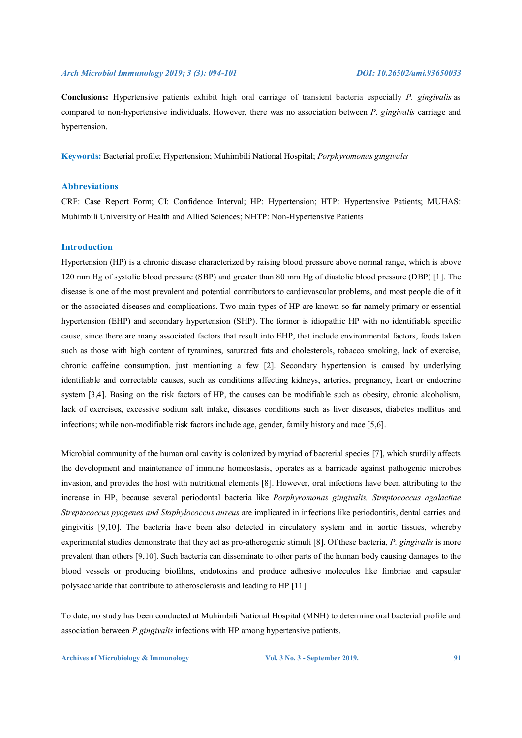**Conclusions:** Hypertensive patients exhibit high oral carriage of transient bacteria especially *P. gingivalis* as compared to non-hypertensive individuals. However, there was no association between *P. gingivalis* carriage and hypertension.

**Keywords:** Bacterial profile; Hypertension; Muhimbili National Hospital; *Porphyromonas gingivalis*

## Abbreviations

CRF: Case Report Form; CI: Confidence Interval; HP: Hypertension; HTP: Hypertensive Patients; MUHAS: Muhimbili University of Health and Allied Sciences; NHTP: Non-Hypertensive Patients

## Introduction

Hypertension (HP) is a chronic disease characterized by raising blood pressure above normal range, which is above 120 mm Hg of systolic blood pressure (SBP) and greater than 80 mm Hg of diastolic blood pressure (DBP) [1]. The disease is one of the most prevalent and potential contributors to cardiovascular problems, and most people die of it or the associated diseases and complications. Two main types of HP are known so far namely primary or essential hypertension (EHP) and secondary hypertension (SHP). The former is idiopathic HP with no identifiable specific cause, since there are many associated factors that result into EHP, that include environmental factors, foods taken such as those with high content of tyramines, saturated fats and cholesterols, tobacco smoking, lack of exercise, chronic caffeine consumption, just mentioning a few [2]. Secondary hypertension is caused by underlying identifiable and correctable causes, such as conditions affecting kidneys, arteries, pregnancy, heart or endocrine system [3,4]. Basing on the risk factors of HP, the causes can be modifiable such as obesity, chronic alcoholism, lack of exercises, excessive sodium salt intake, diseases conditions such as liver diseases, diabetes mellitus and infections; while non-modifiable risk factors include age, gender, family history and race [5,6].

Microbial community of the human oral cavity is colonized by myriad of bacterial species [7], which sturdily affects the development and maintenance of immune homeostasis, operates as a barricade against pathogenic microbes invasion, and provides the host with nutritional elements [8]. However, oral infections have been attributing to the increase in HP, because several periodontal bacteria like *Porphyromonas gingivalis, Streptococcus agalactiae Streptococcus pyogenes and Staphylococcus aureus* are implicated in infections like periodontitis, dental carries and gingivitis [9,10]. The bacteria have been also detected in circulatory system and in aortic tissues, whereby experimental studies demonstrate that they act as pro-atherogenic stimuli [8]. Of these bacteria, *P. gingivalis* is more prevalent than others [9,10]. Such bacteria can disseminate to other parts of the human body causing damages to the blood vessels or producing biofilms, endotoxins and produce adhesive molecules like fimbriae and capsular polysaccharide that contribute to atherosclerosis and leading to HP [11].

To date, no study has been conducted at Muhimbili National Hospital (MNH) to determine oral bacterial profile and association between *P.gingivalis* infections with HP among hypertensive patients.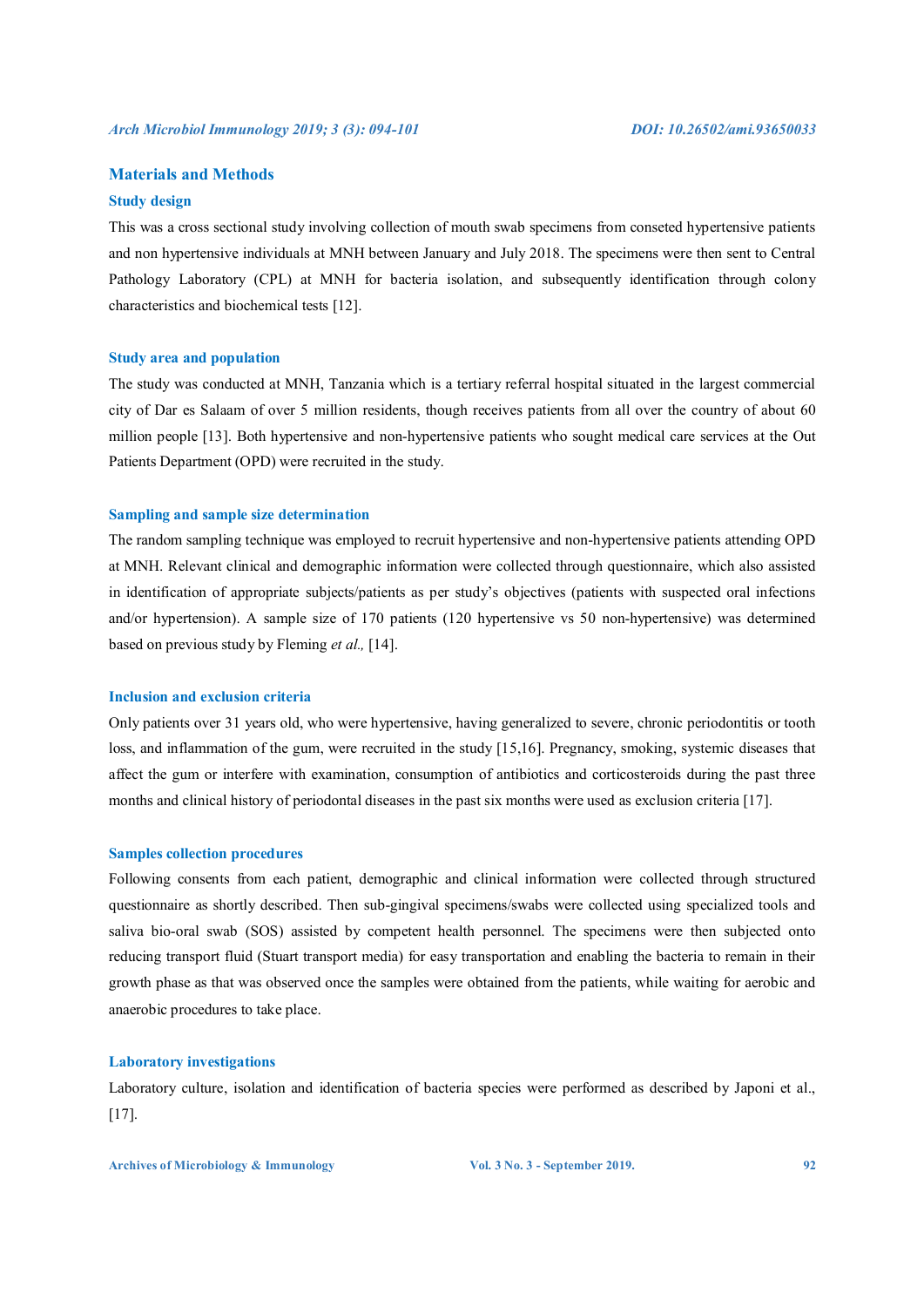## Materials and Methods

### Study design

This was a cross sectional study involving collection of mouth swab specimens from conseted hypertensive patients and non hypertensive individuals at MNH between January and July 2018. The specimens were then sent to Central Pathology Laboratory (CPL) at MNH for bacteria isolation, and subsequently identification through colony characteristics and biochemical tests [12].

### Study area and population

The study was conducted at MNH, Tanzania which is a tertiary referral hospital situated in the largest commercial city of Dar es Salaam of over 5 million residents, though receives patients from all over the country of about 60 million people [13]. Both hypertensive and non-hypertensive patients who sought medical care services at the Out Patients Department (OPD) were recruited in the study.

### Sampling and sample size determination

The random sampling technique was employed to recruit hypertensive and non-hypertensive patients attending OPD at MNH. Relevant clinical and demographic information were collected through questionnaire, which also assisted in identification of appropriate subjects/patients as per study's objectives (patients with suspected oral infections and/or hypertension). A sample size of 170 patients (120 hypertensive vs 50 non-hypertensive) was determined based on previous study by Fleming *et al.,* [14].

### Inclusion and exclusion criteria

Only patients over 31 years old, who were hypertensive, having generalized to severe, chronic periodontitis or tooth loss, and inflammation of the gum, were recruited in the study [15,16]. Pregnancy, smoking, systemic diseases that affect the gum or interfere with examination, consumption of antibiotics and corticosteroids during the past three months and clinical history of periodontal diseases in the past six months were used as exclusion criteria [17].

### Samples collection procedures

Following consents from each patient, demographic and clinical information were collected through structured questionnaire as shortly described. Then sub-gingival specimens/swabs were collected using specialized tools and saliva bio-oral swab (SOS) assisted by competent health personnel. The specimens were then subjected onto reducing transport fluid (Stuart transport media) for easy transportation and enabling the bacteria to remain in their growth phase as that was observed once the samples were obtained from the patients, while waiting for aerobic and anaerobic procedures to take place.

### Laboratory investigations

Laboratory culture, isolation and identification of bacteria species were performed as described by Japoni et al., [17].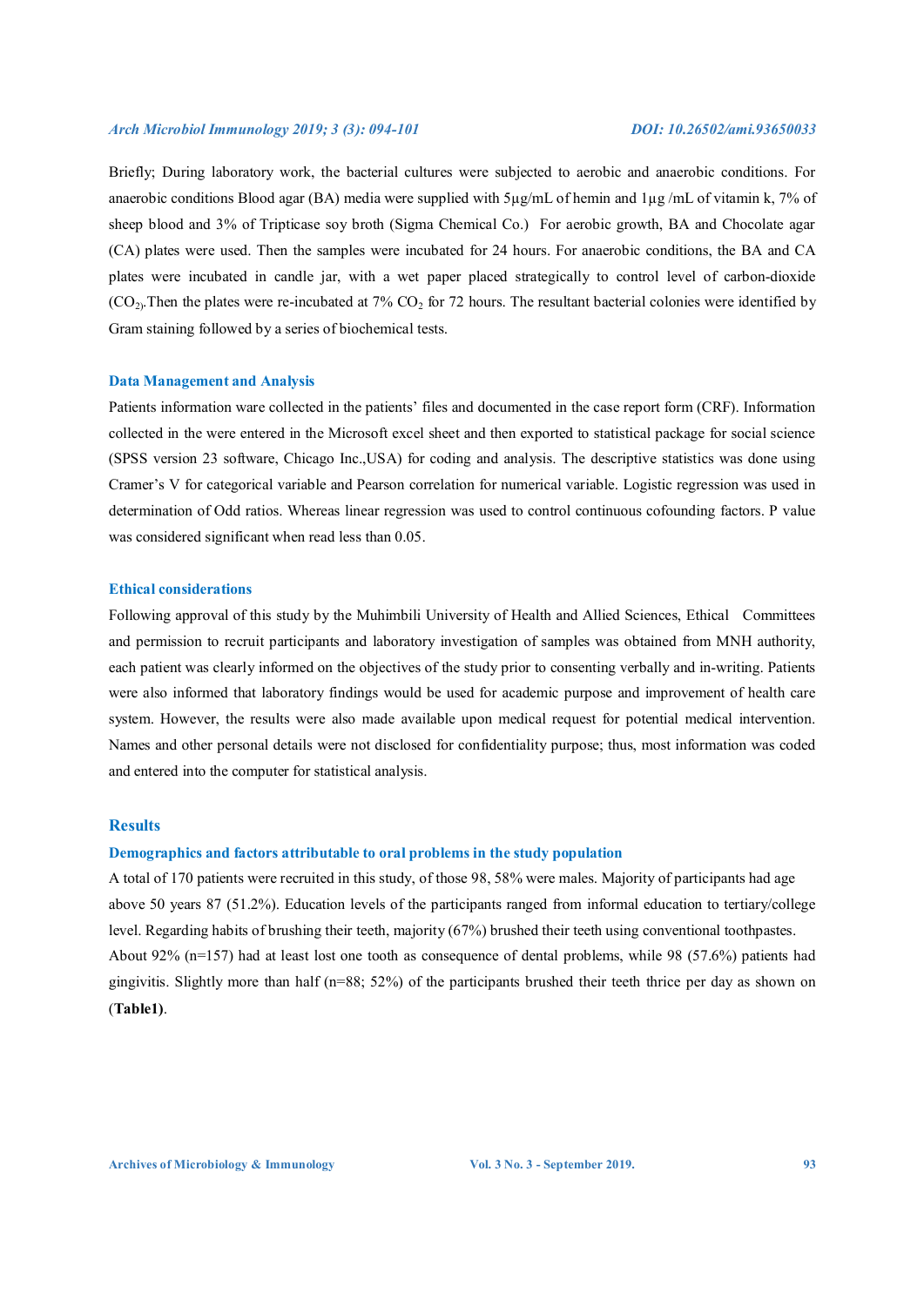Briefly; During laboratory work, the bacterial cultures were subjected to aerobic and anaerobic conditions. For anaerobic conditions Blood agar (BA) media were supplied with 5µg/mL of hemin and 1µg /mL of vitamin k, 7% of sheep blood and 3% of Tripticase soy broth (Sigma Chemical Co.) For aerobic growth, BA and Chocolate agar (CA) plates were used. Then the samples were incubated for 24 hours. For anaerobic conditions, the BA and CA plates were incubated in candle jar, with a wet paper placed strategically to control level of carbon-dioxide ($CO_2$).Then the plates were re-incubated at 7% $CO_2$ for 72 hours. The resultant bacterial colonies were identified by Gram staining followed by a series of biochemical tests.

### Data Management and Analysis

Patients information ware collected in the patients' files and documented in the case report form (CRF). Information collected in the were entered in the Microsoft excel sheet and then exported to statistical package for social science (SPSS version 23 software, Chicago Inc.,USA) for coding and analysis. The descriptive statistics was done using Cramer's V for categorical variable and Pearson correlation for numerical variable. Logistic regression was used in determination of Odd ratios. Whereas linear regression was used to control continuous cofounding factors. P value was considered significant when read less than 0.05.

### Ethical considerations

Following approval of this study by the Muhimbili University of Health and Allied Sciences, Ethical Committees and permission to recruit participants and laboratory investigation of samples was obtained from MNH authority, each patient was clearly informed on the objectives of the study prior to consenting verbally and in-writing. Patients were also informed that laboratory findings would be used for academic purpose and improvement of health care system. However, the results were also made available upon medical request for potential medical intervention. Names and other personal details were not disclosed for confidentiality purpose; thus, most information was coded and entered into the computer for statistical analysis.

## Results

### Demographics and factors attributable to oral problems in the study population

A total of 170 patients were recruited in this study, of those 98, 58% were males. Majority of participants had age above 50 years 87 (51.2%). Education levels of the participants ranged from informal education to tertiary/college level. Regarding habits of brushing their teeth, majority (67%) brushed their teeth using conventional toothpastes. About 92% (n=157) had at least lost one tooth as consequence of dental problems, while 98 (57.6%) patients had gingivitis. Slightly more than half (n=88; 52%) of the participants brushed their teeth thrice per day as shown on (**Table1**).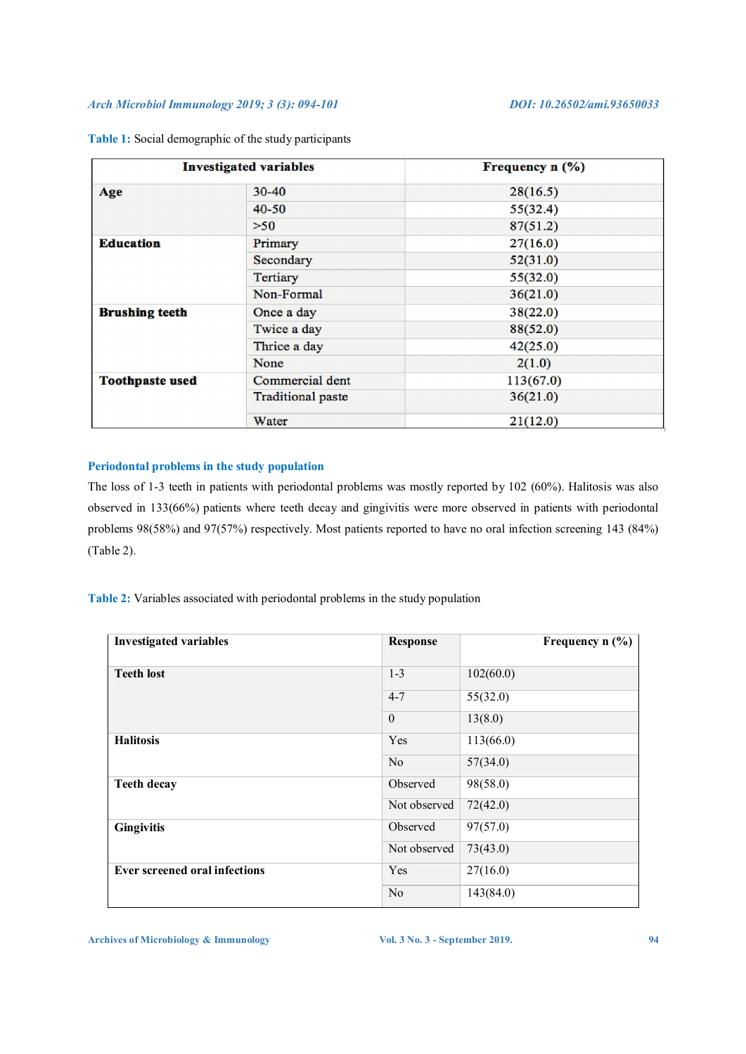**Table 1:** Social demographic of the study participants

| Investigated variables | | Frequency n (%) |
|---|---|---|
| **Age** | 30-40 | 28(16.5) |
| | 40-50 | 55(32.4) |
| | >50 | 87(51.2) |
| **Education** | Primary | 27(16.0) |
| | Secondary | 52(31.0) |
| | Tertiary | 55(32.0) |
| | Non-Formal | 36(21.0) |
| **Brushing teeth** | Once a day | 38(22.0) |
| | Twice a day | 88(52.0) |
| | Thrice a day | 42(25.0) |
| | None | 2(1.0) |
| **Toothpaste used** | Commercial dent | 113(67.0) |
| | Traditional paste | 36(21.0) |
| | Water | 21(12.0) |

## Periodontal problems in the study population

The loss of 1-3 teeth in patients with periodontal problems was mostly reported by 102 (60%). Halitosis was also observed in 133(66%) patients where teeth decay and gingivitis were more observed in patients with periodontal problems 98(58%) and 97(57%) respectively. Most patients reported to have no oral infection screening 143 (84%) (Table 2).

**Table 2:** Variables associated with periodontal problems in the study population

| Investigated variables | Response | Frequency n (%) |
|---|---|---|
| **Teeth lost** | 1-3 | 102(60.0) |
| | 4-7 | 55(32.0) |
| | 0 | 13(8.0) |
| **Halitosis** | Yes | 113(66.0) |
| | No | 57(34.0) |
| **Teeth decay** | Observed | 98(58.0) |
| | Not observed | 72(42.0) |
| **Gingivitis** | Observed | 97(57.0) |
| | Not observed | 73(43.0) |
| **Ever screened oral infections** | Yes | 27(16.0) |
| | No | 143(84.0) |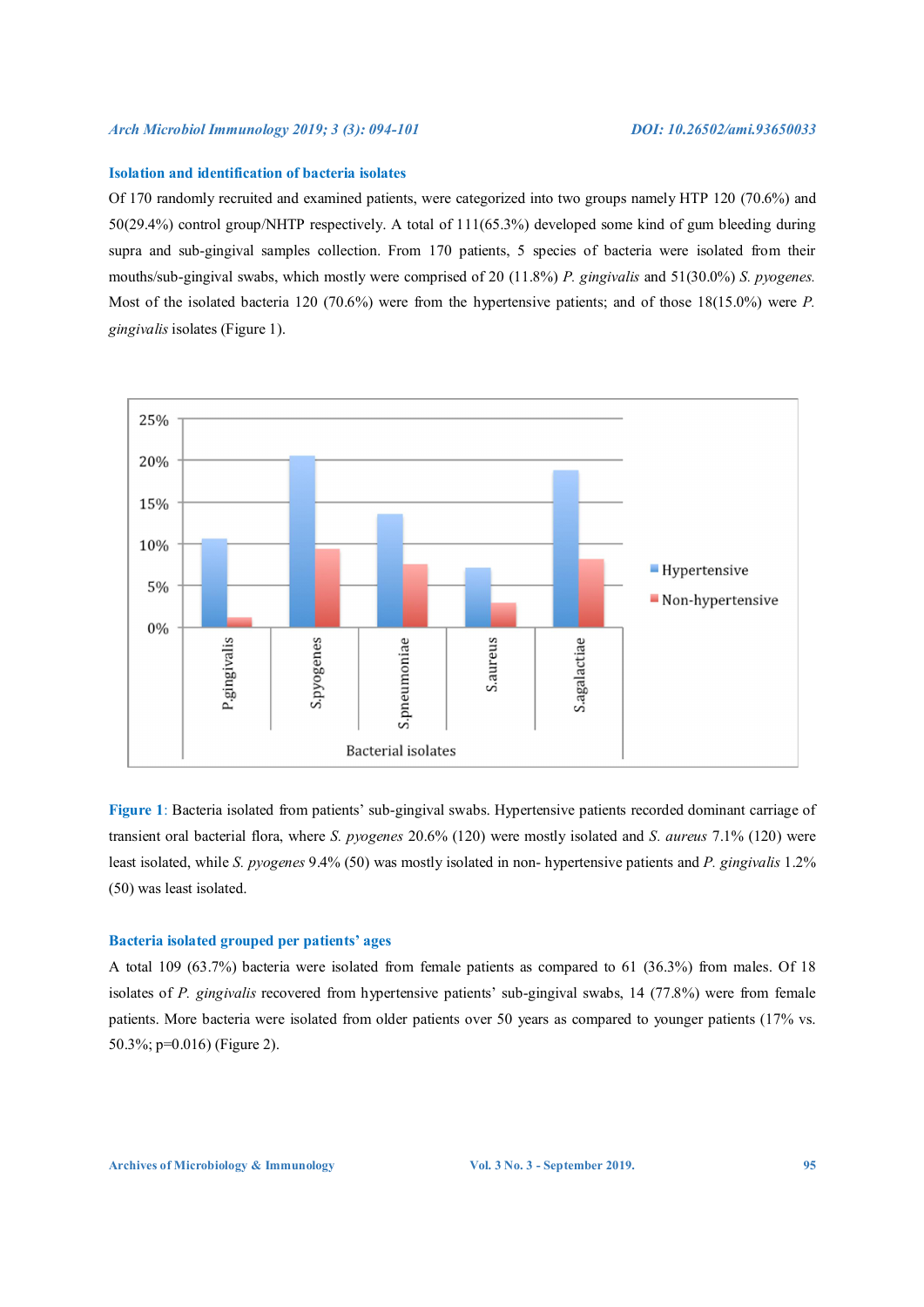### Isolation and identification of bacteria isolates

Of 170 randomly recruited and examined patients, were categorized into two groups namely HTP 120 (70.6%) and 50(29.4%) control group/NHTP respectively. A total of 111(65.3%) developed some kind of gum bleeding during supra and sub-gingival samples collection. From 170 patients, 5 species of bacteria were isolated from their mouths/sub-gingival swabs, which mostly were comprised of 20 (11.8%) *P. gingivalis* and 51(30.0%) *S. pyogenes.* Most of the isolated bacteria 120 (70.6%) were from the hypertensive patients; and of those 18(15.0%) were *P. gingivalis* isolates (Figure 1).

**Figure 1**: Bacteria isolated from patients' sub-gingival swabs. Hypertensive patients recorded dominant carriage of transient oral bacterial flora, where *S. pyogenes* 20.6% (120) were mostly isolated and *S. aureus* 7.1% (120) were least isolated, while *S. pyogenes* 9.4% (50) was mostly isolated in non- hypertensive patients and *P. gingivalis* 1.2% (50) was least isolated.

### Bacteria isolated grouped per patients' ages

A total 109 (63.7%) bacteria were isolated from female patients as compared to 61 (36.3%) from males. Of 18 isolates of *P. gingivalis* recovered from hypertensive patients' sub-gingival swabs, 14 (77.8%) were from female patients. More bacteria were isolated from older patients over 50 years as compared to younger patients (17% vs. 50.3%; p=0.016) (Figure 2).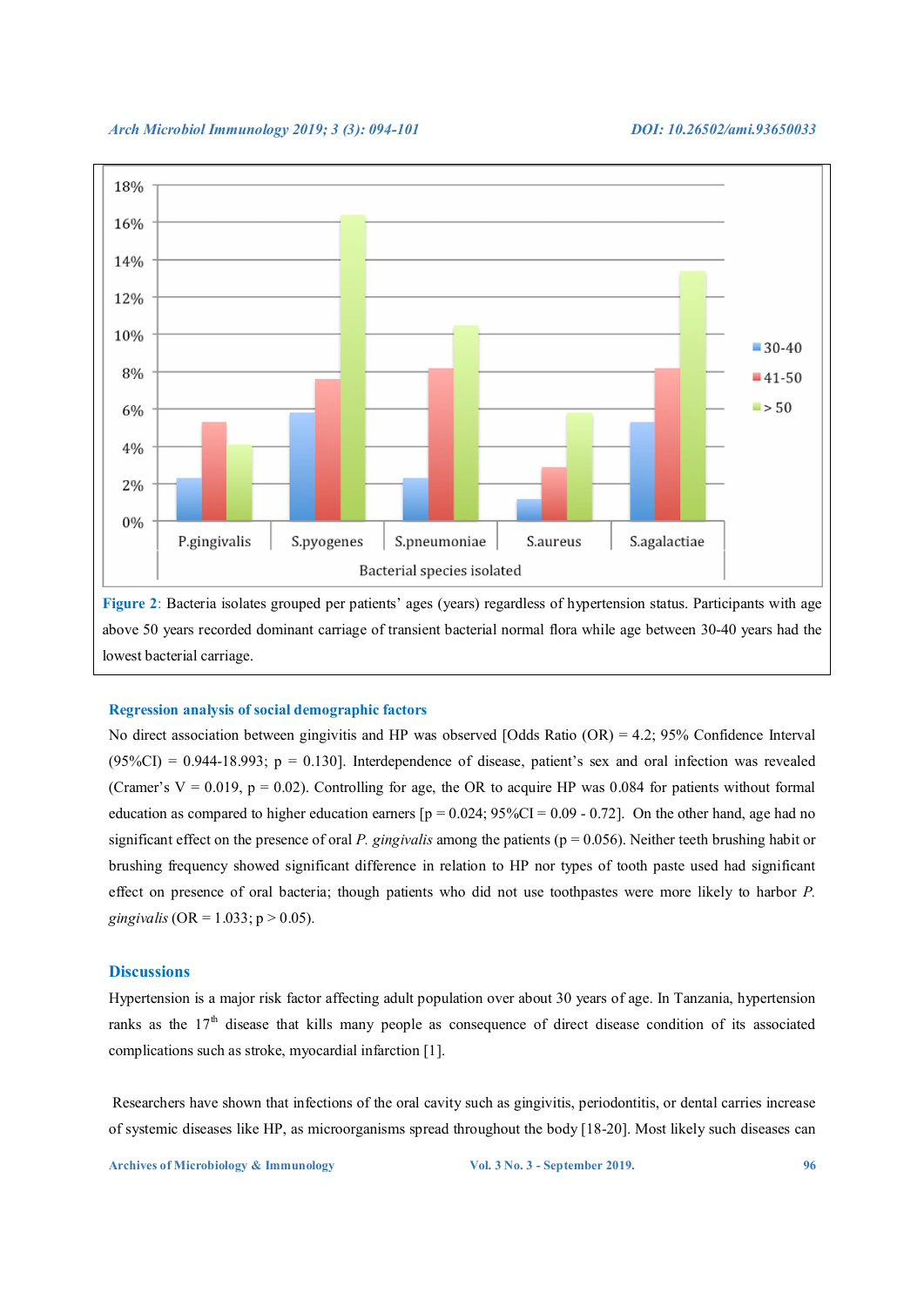**Figure 2**: Bacteria isolates grouped per patients' ages (years) regardless of hypertension status. Participants with age above 50 years recorded dominant carriage of transient bacterial normal flora while age between 30-40 years had the lowest bacterial carriage.

### Regression analysis of social demographic factors

No direct association between gingivitis and HP was observed [Odds Ratio (OR) = 4.2; 95% Confidence Interval (95%CI) = 0.944-18.993; p = 0.130]. Interdependence of disease, patient's sex and oral infection was revealed (Cramer's V = 0.019, p = 0.02). Controlling for age, the OR to acquire HP was 0.084 for patients without formal education as compared to higher education earners [p = 0.024; 95%CI = 0.09 - 0.72]. On the other hand, age had no significant effect on the presence of oral *P. gingivalis* among the patients (p = 0.056). Neither teeth brushing habit or brushing frequency showed significant difference in relation to HP nor types of tooth paste used had significant effect on presence of oral bacteria; though patients who did not use toothpastes were more likely to harbor *P. gingivalis* (OR = 1.033; p > 0.05).

## Discussions

Hypertension is a major risk factor affecting adult population over about 30 years of age. In Tanzania, hypertension ranks as the 17th disease that kills many people as consequence of direct disease condition of its associated complications such as stroke, myocardial infarction [1].

Researchers have shown that infections of the oral cavity such as gingivitis, periodontitis, or dental carries increase of systemic diseases like HP, as microorganisms spread throughout the body [18-20]. Most likely such diseases can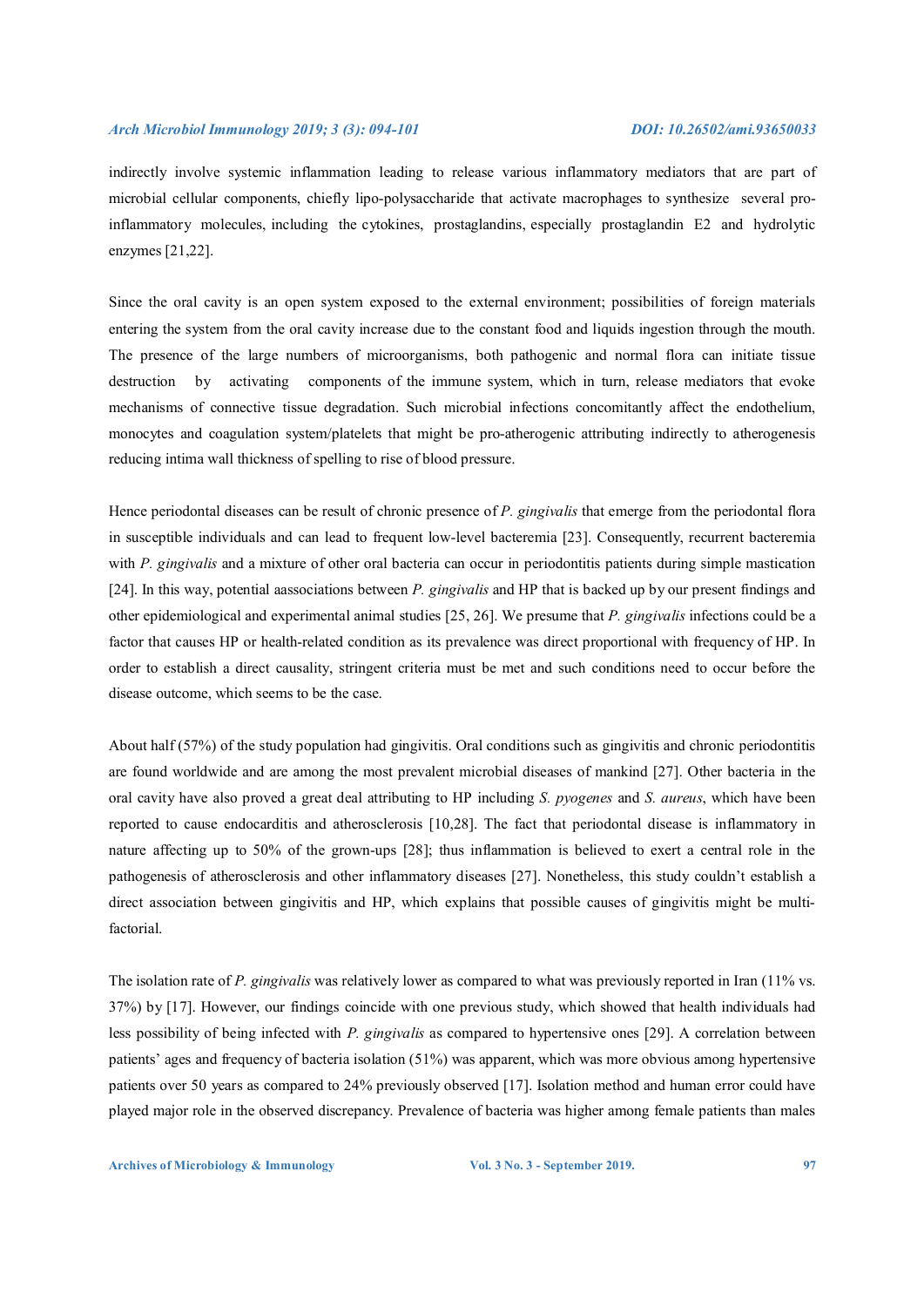indirectly involve systemic inflammation leading to release various inflammatory mediators that are part of microbial cellular components, chiefly lipo-polysaccharide that activate macrophages to synthesize several pro-inflammatory molecules, including the cytokines, prostaglandins, especially prostaglandin E2 and hydrolytic enzymes [21,22].

Since the oral cavity is an open system exposed to the external environment; possibilities of foreign materials entering the system from the oral cavity increase due to the constant food and liquids ingestion through the mouth. The presence of the large numbers of microorganisms, both pathogenic and normal flora can initiate tissue destruction by activating components of the immune system, which in turn, release mediators that evoke mechanisms of connective tissue degradation. Such microbial infections concomitantly affect the endothelium, monocytes and coagulation system/platelets that might be pro-atherogenic attributing indirectly to atherogenesis reducing intima wall thickness of spelling to rise of blood pressure.

Hence periodontal diseases can be result of chronic presence of *P. gingivalis* that emerge from the periodontal flora in susceptible individuals and can lead to frequent low-level bacteremia [23]. Consequently, recurrent bacteremia with *P. gingivalis* and a mixture of other oral bacteria can occur in periodontitis patients during simple mastication [24]. In this way, potential aassociations between *P. gingivalis* and HP that is backed up by our present findings and other epidemiological and experimental animal studies [25, 26]. We presume that *P. gingivalis* infections could be a factor that causes HP or health-related condition as its prevalence was direct proportional with frequency of HP. In order to establish a direct causality, stringent criteria must be met and such conditions need to occur before the disease outcome, which seems to be the case.

About half (57%) of the study population had gingivitis. Oral conditions such as gingivitis and chronic periodontitis are found worldwide and are among the most prevalent microbial diseases of mankind [27]. Other bacteria in the oral cavity have also proved a great deal attributing to HP including *S. pyogenes* and *S. aureus*, which have been reported to cause endocarditis and atherosclerosis [10,28]. The fact that periodontal disease is inflammatory in nature affecting up to 50% of the grown-ups [28]; thus inflammation is believed to exert a central role in the pathogenesis of atherosclerosis and other inflammatory diseases [27]. Nonetheless, this study couldn't establish a direct association between gingivitis and HP, which explains that possible causes of gingivitis might be multi-factorial.

The isolation rate of *P. gingivalis* was relatively lower as compared to what was previously reported in Iran (11% vs. 37%) by [17]. However, our findings coincide with one previous study, which showed that health individuals had less possibility of being infected with *P. gingivalis* as compared to hypertensive ones [29]. A correlation between patients' ages and frequency of bacteria isolation (51%) was apparent, which was more obvious among hypertensive patients over 50 years as compared to 24% previously observed [17]. Isolation method and human error could have played major role in the observed discrepancy. Prevalence of bacteria was higher among female patients than males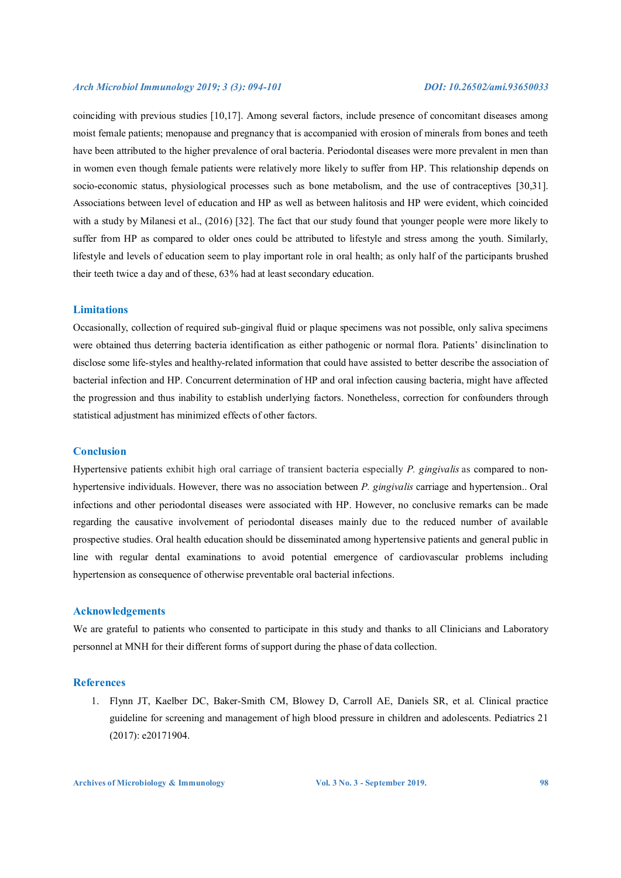coinciding with previous studies [10,17]. Among several factors, include presence of concomitant diseases among moist female patients; menopause and pregnancy that is accompanied with erosion of minerals from bones and teeth have been attributed to the higher prevalence of oral bacteria. Periodontal diseases were more prevalent in men than in women even though female patients were relatively more likely to suffer from HP. This relationship depends on socio-economic status, physiological processes such as bone metabolism, and the use of contraceptives [30,31]. Associations between level of education and HP as well as between halitosis and HP were evident, which coincided with a study by Milanesi et al., (2016) [32]. The fact that our study found that younger people were more likely to suffer from HP as compared to older ones could be attributed to lifestyle and stress among the youth. Similarly, lifestyle and levels of education seem to play important role in oral health; as only half of the participants brushed their teeth twice a day and of these, 63% had at least secondary education.

## Limitations

Occasionally, collection of required sub-gingival fluid or plaque specimens was not possible, only saliva specimens were obtained thus deterring bacteria identification as either pathogenic or normal flora. Patients' disinclination to disclose some life-styles and healthy-related information that could have assisted to better describe the association of bacterial infection and HP. Concurrent determination of HP and oral infection causing bacteria, might have affected the progression and thus inability to establish underlying factors. Nonetheless, correction for confounders through statistical adjustment has minimized effects of other factors.

## Conclusion

Hypertensive patients exhibit high oral carriage of transient bacteria especially *P. gingivalis* as compared to non-hypertensive individuals. However, there was no association between *P. gingivalis* carriage and hypertension.. Oral infections and other periodontal diseases were associated with HP. However, no conclusive remarks can be made regarding the causative involvement of periodontal diseases mainly due to the reduced number of available prospective studies. Oral health education should be disseminated among hypertensive patients and general public in line with regular dental examinations to avoid potential emergence of cardiovascular problems including hypertension as consequence of otherwise preventable oral bacterial infections.

## Acknowledgements

We are grateful to patients who consented to participate in this study and thanks to all Clinicians and Laboratory personnel at MNH for their different forms of support during the phase of data collection.

## References

1. Flynn JT, Kaelber DC, Baker-Smith CM, Blowey D, Carroll AE, Daniels SR, et al. Clinical practice guideline for screening and management of high blood pressure in children and adolescents. Pediatrics 21 (2017): e20171904.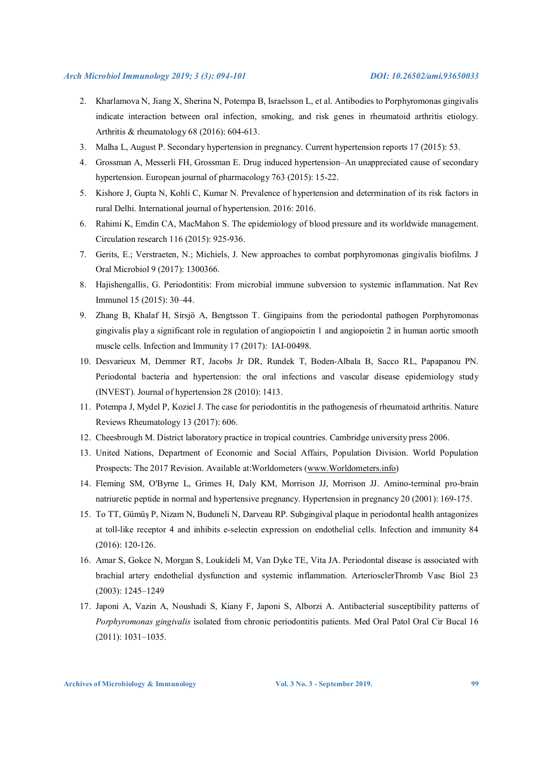2. Kharlamova N, Jiang X, Sherina N, Potempa B, Israelsson L, et al. Antibodies to Porphyromonas gingivalis indicate interaction between oral infection, smoking, and risk genes in rheumatoid arthritis etiology. Arthritis & rheumatology 68 (2016): 604-613.
3. Malha L, August P. Secondary hypertension in pregnancy. Current hypertension reports 17 (2015): 53.
4. Grossman A, Messerli FH, Grossman E. Drug induced hypertension–An unappreciated cause of secondary hypertension. European journal of pharmacology 763 (2015): 15-22.
5. Kishore J, Gupta N, Kohli C, Kumar N. Prevalence of hypertension and determination of its risk factors in rural Delhi. International journal of hypertension. 2016: 2016.
6. Rahimi K, Emdin CA, MacMahon S. The epidemiology of blood pressure and its worldwide management. Circulation research 116 (2015): 925-936.
7. Gerits, E.; Verstraeten, N.; Michiels, J. New approaches to combat porphyromonas gingivalis biofilms. J Oral Microbiol 9 (2017): 1300366.
8. Hajishengallis, G. Periodontitis: From microbial immune subversion to systemic inflammation. Nat Rev Immunol 15 (2015): 30–44.
9. Zhang B, Khalaf H, Sirsjö A, Bengtsson T. Gingipains from the periodontal pathogen Porphyromonas gingivalis play a significant role in regulation of angiopoietin 1 and angiopoietin 2 in human aortic smooth muscle cells. Infection and Immunity 17 (2017): IAI-00498.
10. Desvarieux M, Demmer RT, Jacobs Jr DR, Rundek T, Boden-Albala B, Sacco RL, Papapanou PN. Periodontal bacteria and hypertension: the oral infections and vascular disease epidemiology study (INVEST). Journal of hypertension 28 (2010): 1413.
11. Potempa J, Mydel P, Koziel J. The case for periodontitis in the pathogenesis of rheumatoid arthritis. Nature Reviews Rheumatology 13 (2017): 606.
12. Cheesbrough M. District laboratory practice in tropical countries. Cambridge university press 2006.
13. United Nations, Department of Economic and Social Affairs, Population Division. World Population Prospects: The 2017 Revision. Available at:Worldometers (www.Worldometers.info)
14. Fleming SM, O'Byrne L, Grimes H, Daly KM, Morrison JJ, Morrison JJ. Amino-terminal pro-brain natriuretic peptide in normal and hypertensive pregnancy. Hypertension in pregnancy 20 (2001): 169-175.
15. To TT, Gümüş P, Nizam N, Buduneli N, Darveau RP. Subgingival plaque in periodontal health antagonizes at toll-like receptor 4 and inhibits e-selectin expression on endothelial cells. Infection and immunity 84 (2016): 120-126.
16. Amar S, Gokce N, Morgan S, Loukideli M, Van Dyke TE, Vita JA. Periodontal disease is associated with brachial artery endothelial dysfunction and systemic inflammation. ArterioclerThromb Vasc Biol 23 (2003): 1245–1249
17. Japoni A, Vazin A, Noushadi S, Kiany F, Japoni S, Alborzi A. Antibacterial susceptibility patterns of *Porphyromonas gingivalis* isolated from chronic periodontitis patients. Med Oral Patol Oral Cir Bucal 16 (2011): 1031–1035.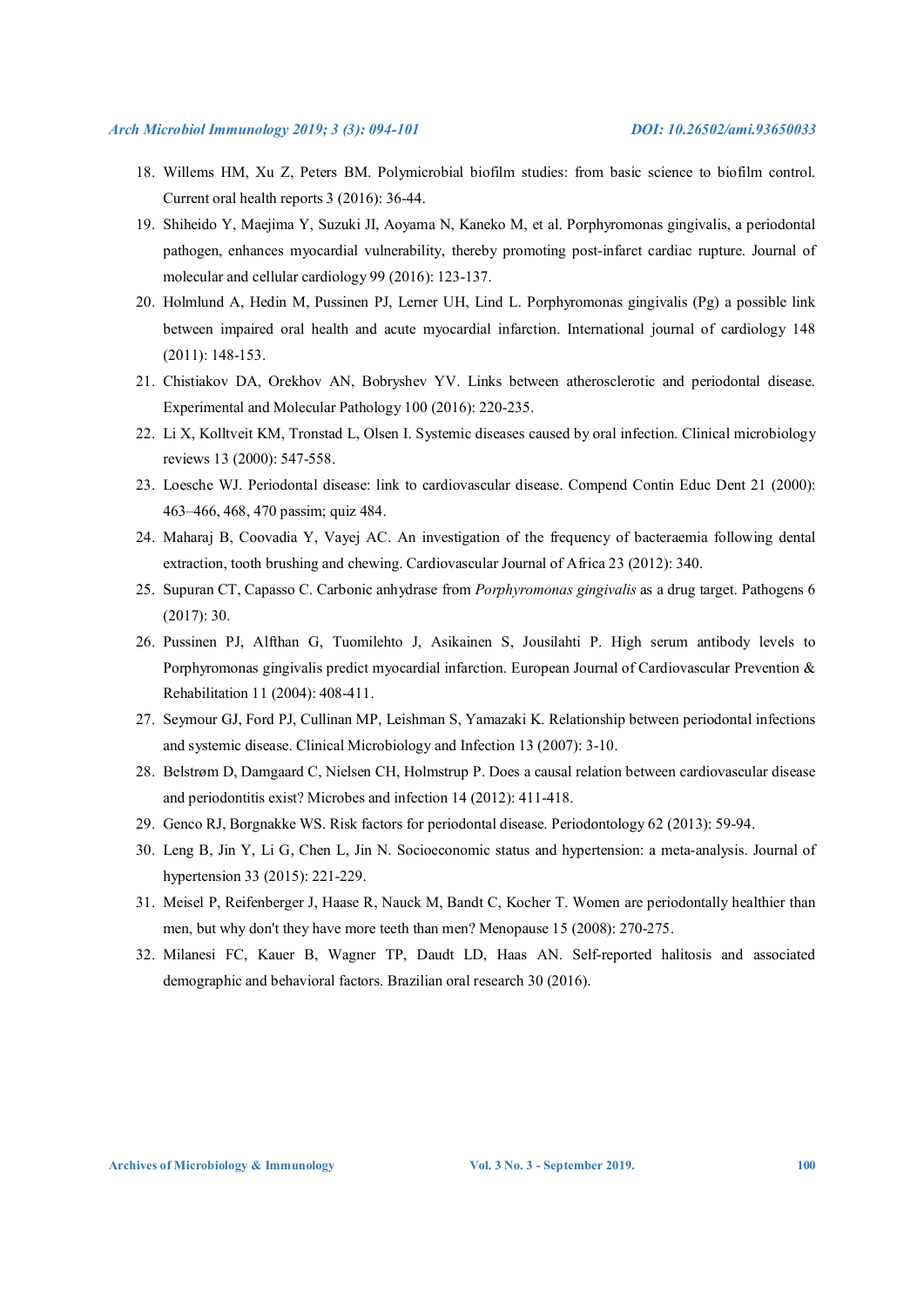18. Willems HM, Xu Z, Peters BM. Polymicrobial biofilm studies: from basic science to biofilm control. Current oral health reports 3 (2016): 36-44.
19. Shiheido Y, Maejima Y, Suzuki JI, Aoyama N, Kaneko M, et al. Porphyromonas gingivalis, a periodontal pathogen, enhances myocardial vulnerability, thereby promoting post-infarct cardiac rupture. Journal of molecular and cellular cardiology 99 (2016): 123-137.
20. Holmlund A, Hedin M, Pussinen PJ, Lerner UH, Lind L. Porphyromonas gingivalis (Pg) a possible link between impaired oral health and acute myocardial infarction. International journal of cardiology 148 (2011): 148-153.
21. Chistiakov DA, Orekhov AN, Bobryshev YV. Links between atherosclerotic and periodontal disease. Experimental and Molecular Pathology 100 (2016): 220-235.
22. Li X, Kolltveit KM, Tronstad L, Olsen I. Systemic diseases caused by oral infection. Clinical microbiology reviews 13 (2000): 547-558.
23. Loesche WJ. Periodontal disease: link to cardiovascular disease. Compend Contin Educ Dent 21 (2000): 463–466, 468, 470 passim; quiz 484.
24. Maharaj B, Coovadia Y, Vayej AC. An investigation of the frequency of bacteraemia following dental extraction, tooth brushing and chewing. Cardiovascular Journal of Africa 23 (2012): 340.
25. Supuran CT, Capasso C. Carbonic anhydrase from *Porphyromonas gingivalis* as a drug target. Pathogens 6 (2017): 30.
26. Pussinen PJ, Alfthan G, Tuomilehto J, Asikainen S, Jousilahti P. High serum antibody levels to Porphyromonas gingivalis predict myocardial infarction. European Journal of Cardiovascular Prevention & Rehabilitation 11 (2004): 408-411.
27. Seymour GJ, Ford PJ, Cullinan MP, Leishman S, Yamazaki K. Relationship between periodontal infections and systemic disease. Clinical Microbiology and Infection 13 (2007): 3-10.
28. Belstrøm D, Damgaard C, Nielsen CH, Holmstrup P. Does a causal relation between cardiovascular disease and periodontitis exist? Microbes and infection 14 (2012): 411-418.
29. Genco RJ, Borgnakke WS. Risk factors for periodontal disease. Periodontology 62 (2013): 59-94.
30. Leng B, Jin Y, Li G, Chen L, Jin N. Socioeconomic status and hypertension: a meta-analysis. Journal of hypertension 33 (2015): 221-229.
31. Meisel P, Reifenberger J, Haase R, Nauck M, Bandt C, Kocher T. Women are periodontally healthier than men, but why don't they have more teeth than men? Menopause 15 (2008): 270-275.
32. Milanesi FC, Kauer B, Wagner TP, Daudt LD, Haas AN. Self-reported halitosis and associated demographic and behavioral factors. Brazilian oral research 30 (2016).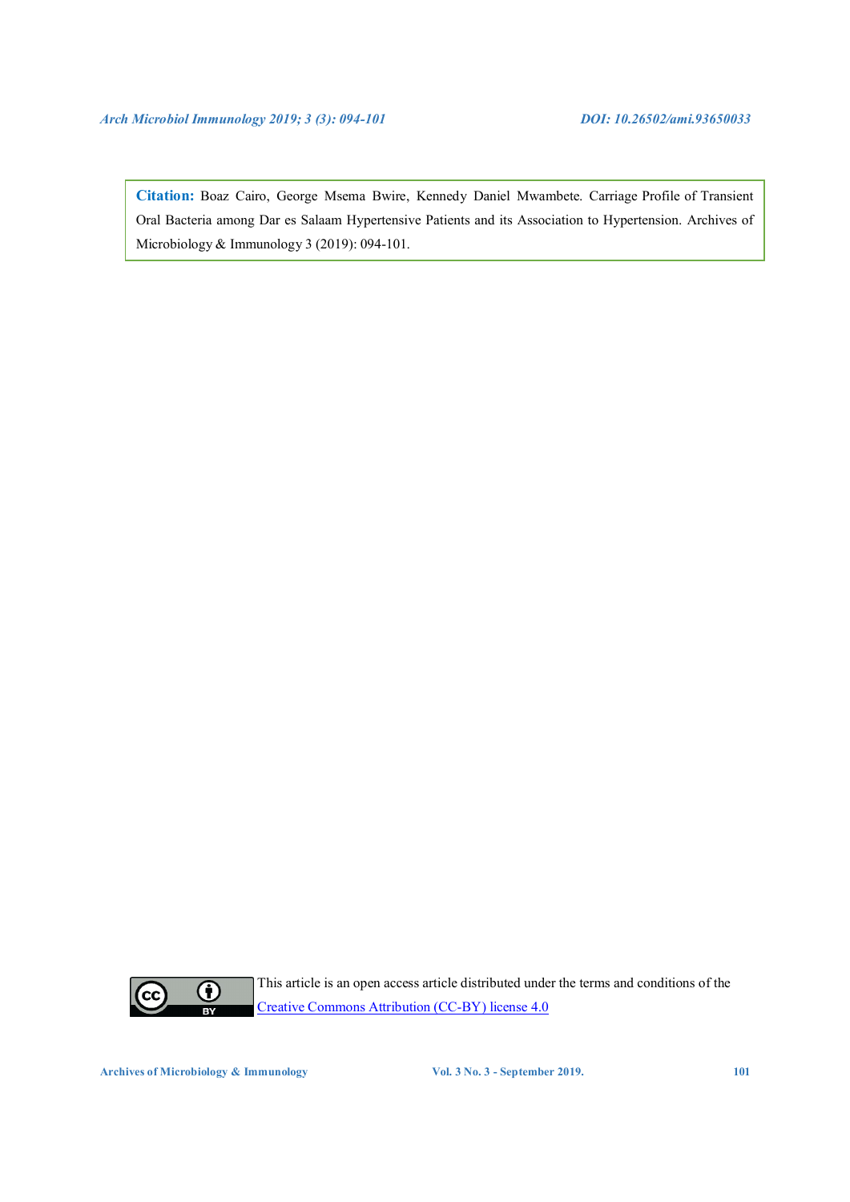**Citation:** Boaz Cairo, George Msema Bwire, Kennedy Daniel Mwambete. Carriage Profile of Transient Oral Bacteria among Dar es Salaam Hypertensive Patients and its Association to Hypertension. Archives of Microbiology & Immunology 3 (2019): 094-101.

This article is an open access article distributed under the terms and conditions of the [Creative Commons Attribution (CC-BY) license 4.0]